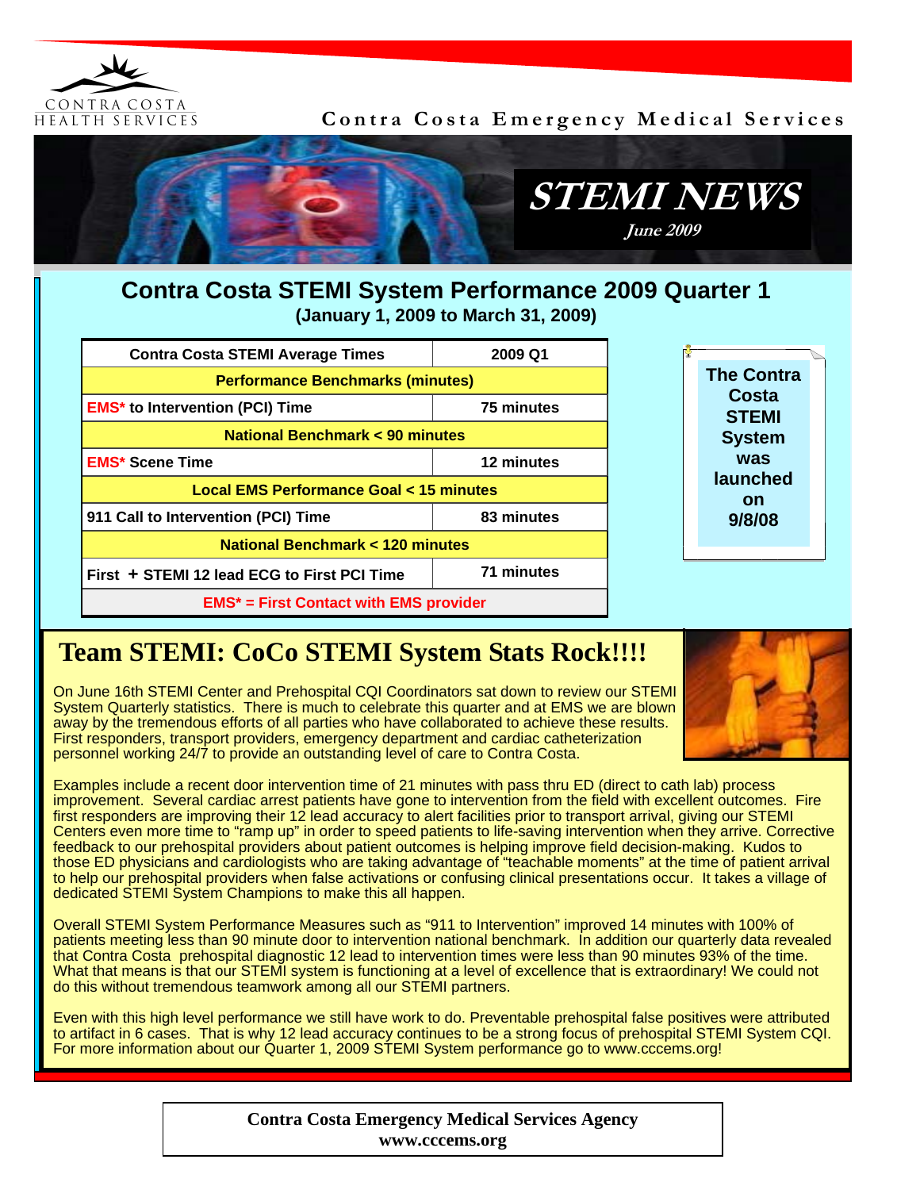Contra Costa Health Services

Contra Costa Emergency Medical Services

# STEMI NEWS

*June 2009*

## Contra Costa STEMI System Performance 2009 Quarter 1

**(January 1, 2009 to March 31, 2009)**

| Contra Costa STEMI Average Times | 2009 Q1 |
|---|---|
| **Performance Benchmarks (minutes)** | |
| EMS* to Intervention (PCI) Time | 75 minutes |
| **National Benchmark < 90 minutes** | |
| EMS* Scene Time | 12 minutes |
| **Local EMS Performance Goal < 15 minutes** | |
| 911 Call to Intervention (PCI) Time | 83 minutes |
| **National Benchmark < 120 minutes** | |
| First + STEMI 12 lead ECG to First PCI Time | 71 minutes |
| EMS* = First Contact with EMS provider | |

**The Contra Costa STEMI System was launched on 9/8/08**

## Team STEMI: CoCo STEMI System Stats Rock!!!!

On June 16th STEMI Center and Prehospital CQI Coordinators sat down to review our STEMI System Quarterly statistics. There is much to celebrate this quarter and at EMS we are blown away by the tremendous efforts of all parties who have collaborated to achieve these results. First responders, transport providers, emergency department and cardiac catheterization personnel working 24/7 to provide an outstanding level of care to Contra Costa.

Examples include a recent door intervention time of 21 minutes with pass thru ED (direct to cath lab) process improvement. Several cardiac arrest patients have gone to intervention from the field with excellent outcomes. Fire first responders are improving their 12 lead accuracy to alert facilities prior to transport arrival, giving our STEMI Centers even more time to "ramp up" in order to speed patients to life-saving intervention when they arrive. Corrective feedback to our prehospital providers about patient outcomes is helping improve field decision-making. Kudos to those ED physicians and cardiologists who are taking advantage of "teachable moments" at the time of patient arrival to help our prehospital providers when false activations or confusing clinical presentations occur. It takes a village of dedicated STEMI System Champions to make this all happen.

Overall STEMI System Performance Measures such as "911 to Intervention" improved 14 minutes with 100% of patients meeting less than 90 minute door to intervention national benchmark. In addition our quarterly data revealed that Contra Costa prehospital diagnostic 12 lead to intervention times were less than 90 minutes 93% of the time. What that means is that our STEMI system is functioning at a level of excellence that is extraordinary! We could not do this without tremendous teamwork among all our STEMI partners.

Even with this high level performance we still have work to do. Preventable prehospital false positives were attributed to artifact in 6 cases. That is why 12 lead accuracy continues to be a strong focus of prehospital STEMI System CQI. For more information about our Quarter 1, 2009 STEMI System performance go to www.cccems.org!

**Contra Costa Emergency Medical Services Agency**
**www.cccems.org**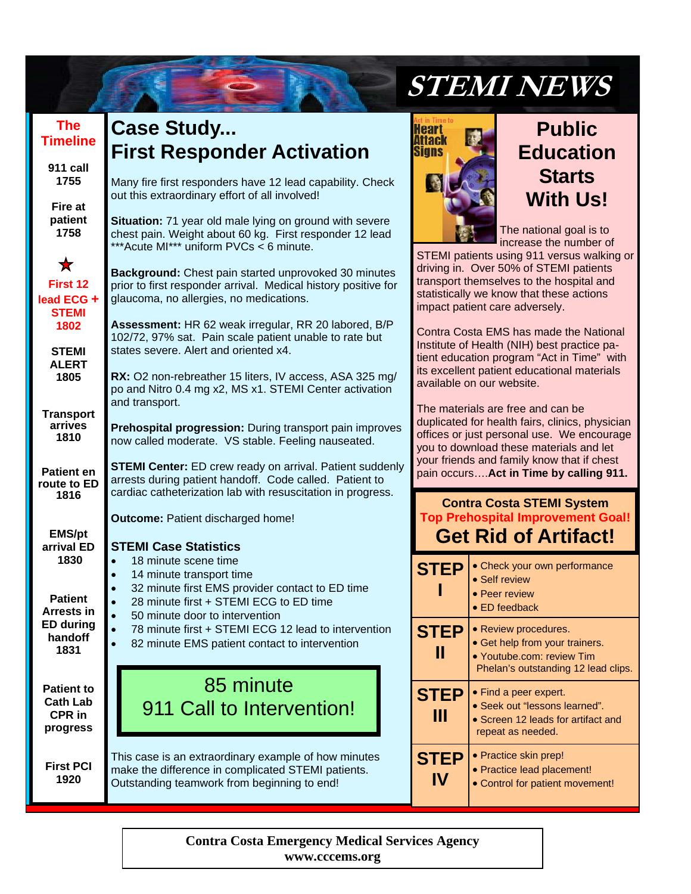# STEMI NEWS

## The Timeline

**911 call**
**1755**

**Fire at patient**
**1758**

★

**First 12 lead ECG + STEMI**
**1802**

**STEMI ALERT**
**1805**

**Transport arrives**
**1810**

**Patient en route to ED**
**1816**

**EMS/pt arrival ED**
**1830**

**Patient Arrests in ED during handoff**
**1831**

**Patient to Cath Lab CPR in progress**

**First PCI**
**1920**

## Case Study... First Responder Activation

Many fire first responders have 12 lead capability. Check out this extraordinary effort of all involved!

**Situation:** 71 year old male lying on ground with severe chest pain. Weight about 60 kg. First responder 12 lead ***Acute MI*** uniform PVCs < 6 minute.

**Background:** Chest pain started unprovoked 30 minutes prior to first responder arrival. Medical history positive for glaucoma, no allergies, no medications.

**Assessment:** HR 62 weak irregular, RR 20 labored, B/P 102/72, 97% sat. Pain scale patient unable to rate but states severe. Alert and oriented x4.

**RX:** O2 non-rebreather 15 liters, IV access, ASA 325 mg/po and Nitro 0.4 mg x2, MS x1. STEMI Center activation and transport.

**Prehospital progression:** During transport pain improves now called moderate. VS stable. Feeling nauseated.

**STEMI Center:** ED crew ready on arrival. Patient suddenly arrests during patient handoff. Code called. Patient to cardiac catheterization lab with resuscitation in progress.

**Outcome:** Patient discharged home!

### STEMI Case Statistics

- 18 minute scene time
- 14 minute transport time
- 32 minute first EMS provider contact to ED time
- 28 minute first + STEMI ECG to ED time
- 50 minute door to intervention
- 78 minute first + STEMI ECG 12 lead to intervention
- 82 minute EMS patient contact to intervention

**85 minute**
**911 Call to Intervention!**

This case is an extraordinary example of how minutes make the difference in complicated STEMI patients. Outstanding teamwork from beginning to end!

## Public Education Starts With Us!

The national goal is to increase the number of STEMI patients using 911 versus walking or driving in. Over 50% of STEMI patients transport themselves to the hospital and statistically we know that these actions impact patient care adversely.

Contra Costa EMS has made the National Institute of Health (NIH) best practice patient education program "Act in Time" with its excellent patient educational materials available on our website.

The materials are free and can be duplicated for health fairs, clinics, physician offices or just personal use. We encourage you to download these materials and let your friends and family know that if chest pain occurs….**Act in Time by calling 911.**

## Contra Costa STEMI System
**Top Prehospital Improvement Goal!**
## Get Rid of Artifact!

| | |
|---|---|
| **STEP I** | • Check your own performance<br>• Self review<br>• Peer review<br>• ED feedback |
| **STEP II** | • Review procedures.<br>• Get help from your trainers.<br>• Youtube.com: review Tim Phelan's outstanding 12 lead clips. |
| **STEP III** | • Find a peer expert.<br>• Seek out "lessons learned".<br>• Screen 12 leads for artifact and repeat as needed. |
| **STEP IV** | • Practice skin prep!<br>• Practice lead placement!<br>• Control for patient movement! |

**Contra Costa Emergency Medical Services Agency**
**www.cccems.org**